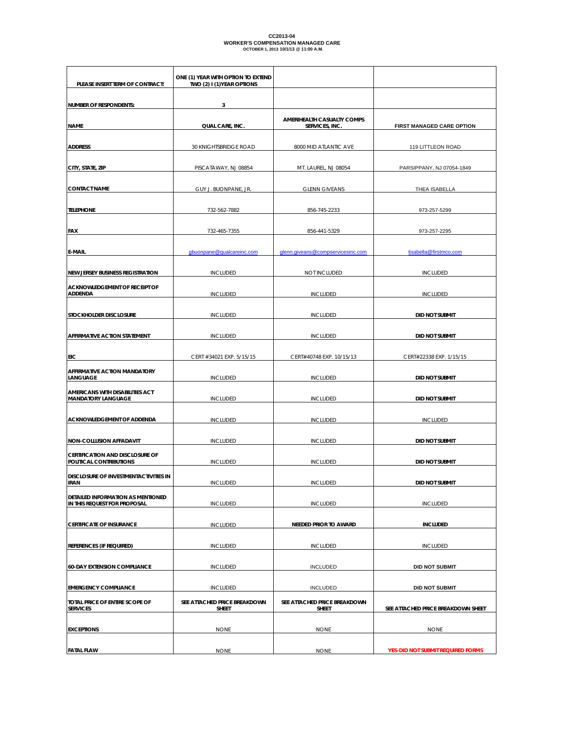**CC2013-04**
**WORKER'S COMPENSATION MANAGED CARE**
**OCTOBER 1, 2013 10/1/13 @ 11:00 A.M.**

| PLEASE INSERT TERM OF CONTRACT: | ONE (1) YEAR WITH OPTION TO EXTEND TWO (2) I (1)YEAR OPTIONS | | |
|---|---|---|---|
| NUMBER OF RESPONDENTS: | 3 | | |
| NAME | QUALCARE, INC. | AMERIHEALTH CASUALTY COMPS SERVICES, INC. | FIRST MANAGED CARE OPTION |
| ADDRESS | 30 KNIGHTSBRIDGE ROAD | 8000 MID ATLANTIC AVE | 119 LITTLEON ROAD |
| CITY, STATE, ZIP | PISCATAWAY, NJ 08854 | MT. LAUREL, NJ 08054 | PARSIPPANY, NJ 07054-1849 |
| CONTACT NAME | GUY J. BUONPANE, JR. | GLENN GIVEANS | THEA ISABELLA |
| TELEPHONE | 732-562-7882 | 856-745-2233 | 973-257-5299 |
| FAX | 732-465-7355 | 856-441-5329 | 973-257-2295 |
| E-MAIL | gbuonpane@qualcareinc.com | glenn.giveans@compservicesinc.com | tisabella@firstmco.com |
| NEW JERSEY BUSINESS REGISTRATION | INCLUDED | NOT INCLUDED | INCLUDED |
| ACKNOWLEDGEMENT OF RECEIPT OF ADDENDA | INCLUDED | INCLUDED | INCLUDED |
| STOCKHOLDER DISCLOSURE | INCLUDED | INCLUDED | DID NOT SUBMIT |
| AFFIRMATIVE ACTION STATEMENT | INCLUDED | INCLUDED | DID NOT SUBMIT |
| EIC | CERT #34021 EXP. 5/15/15 | CERT#40748 EXP. 10/15/13 | CERT#22338 EXP. 1/15/15 |
| AFFIRMATIVE ACTION MANDATORY LANGUAGE | INCLUDED | INCLUDED | DID NOT SUBMIT |
| AMERICANS WITH DISABILITIES ACT MANDATORY LANGUAGE | INCLUDED | INCLUDED | DID NOT SUBMIT |
| ACKNOWLEDGEMENT OF ADDENDA | INCLUDED | INCLUDED | INCLUDED |
| NON-COLLUSION AFFADAVIT | INCLUDED | INCLUDED | DID NOT SUBMIT |
| CERTIFICATION AND DISCLOSURE OF POLITICAL CONTRIBUTIONS | INCLUDED | INCLUDED | DID NOT SUBMIT |
| DISCLOSURE OF INVESTMENTACTIVITIES IN IRAN | INCLUDED | INCLUDED | DID NOT SUBMIT |
| DETAILED INFORMATION AS MENTIONED IN THIS REQUEST FOR PROPOSAL | INCLUDED | INCLUDED | INCLUDED |
| CERTIFICATE OF INSURANCE | INCLUDED | NEEDED PRIOR TO AWARD | INCLUDED |
| REFERENCES (IF REQUIRED) | INCLUDED | INCLUDED | INCLUDED |
| 60-DAY EXTENSION COMPLIANCE | INCLUDED | INCLUDED | DID NOT SUBMIT |
| EMERGENCY COMPLIANCE | INCLUDED | INCLUDED | DID NOT SUBMIT |
| TOTAL PRICE OF ENTIRE SCOPE OF SERVICES | SEE ATTACHED PRICE BREAKDOWN SHEET | SEE ATTACHED PRICE BREAKDOWN SHEET | SEE ATTACHED PRICE BREAKDOWN SHEET |
| EXCEPTIONS | NONE | NONE | NONE |
| FATAL FLAW | NONE | NONE | YES-DID NOT SUBMIT REQUIRED FORMS |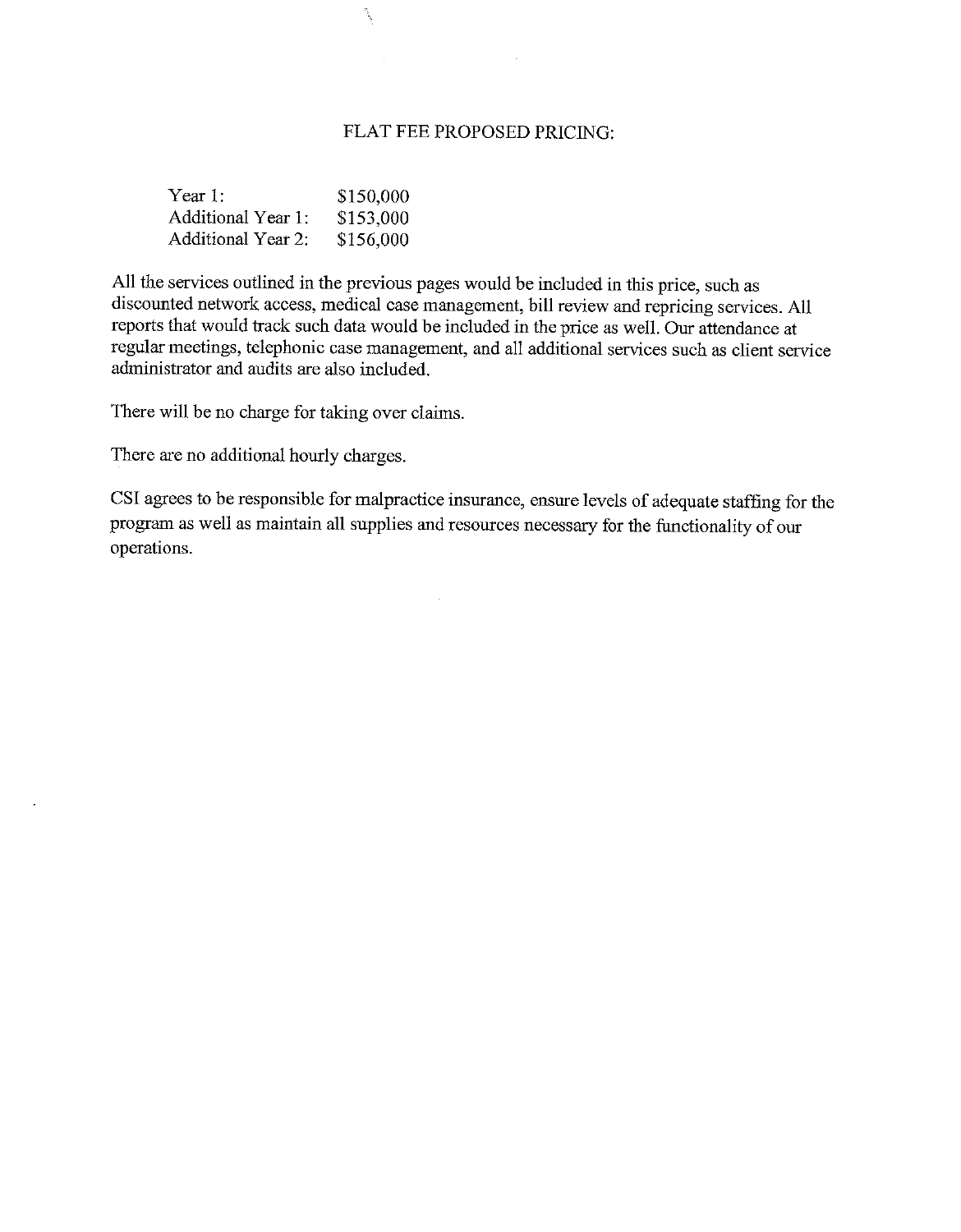# FLAT FEE PROPOSED PRICING:

| | |
|---|---|
| Year 1: | $150,000 |
| Additional Year 1: | $153,000 |
| Additional Year 2: | $156,000 |

All the services outlined in the previous pages would be included in this price, such as discounted network access, medical case management, bill review and repricing services. All reports that would track such data would be included in the price as well. Our attendance at regular meetings, telephonic case management, and all additional services such as client service administrator and audits are also included.

There will be no charge for taking over claims.

There are no additional hourly charges.

CSI agrees to be responsible for malpractice insurance, ensure levels of adequate staffing for the program as well as maintain all supplies and resources necessary for the functionality of our operations.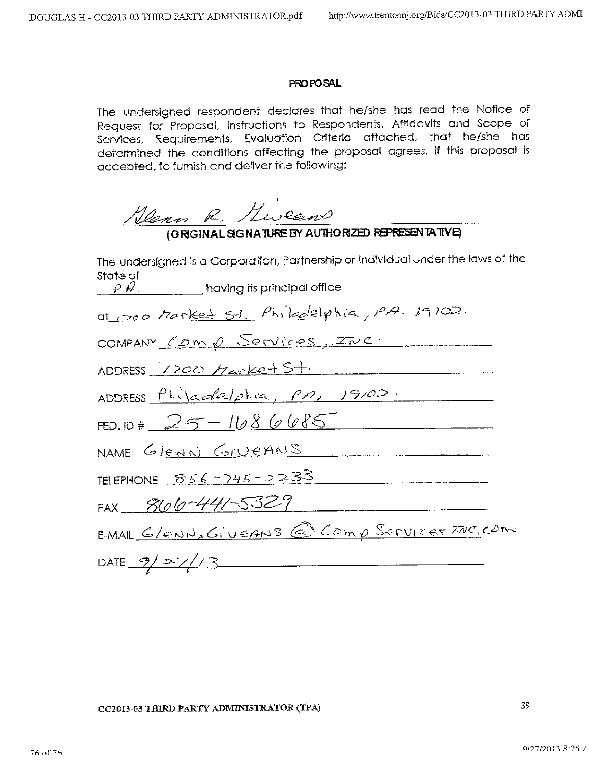**PROPOSAL**

The undersigned respondent declares that he/she has read the Notice of Request for Proposal, Instructions to Respondents, Affidavits and Scope of Services, Requirements, Evaluation Criteria attached, that he/she has determined the conditions affecting the proposal agrees, if this proposal is accepted, to furnish and deliver the following:

Glenn R. Giveans

**(ORIGINAL SIGNATURE BY AUTHORIZED REPRESENTATIVE)**

The undersigned is a Corporation, Partnership or Individual under the laws of the State of PA. having its principal office

at 1700 Market St. Philadelphia, PA. 19102.

COMPANY Comp Services, INC.

ADDRESS 1700 Market St.

ADDRESS Philadelphia, PA, 19102.

FED. ID # 25-1686685

NAME GLENN GIVEANS

TELEPHONE 856-745-2233

FAX 866-441-5329

E-MAIL Glenn.Giveans@CompServicesINC.com

DATE 9/27/13

CC2013-03 THIRD PARTY ADMINISTRATOR (TPA)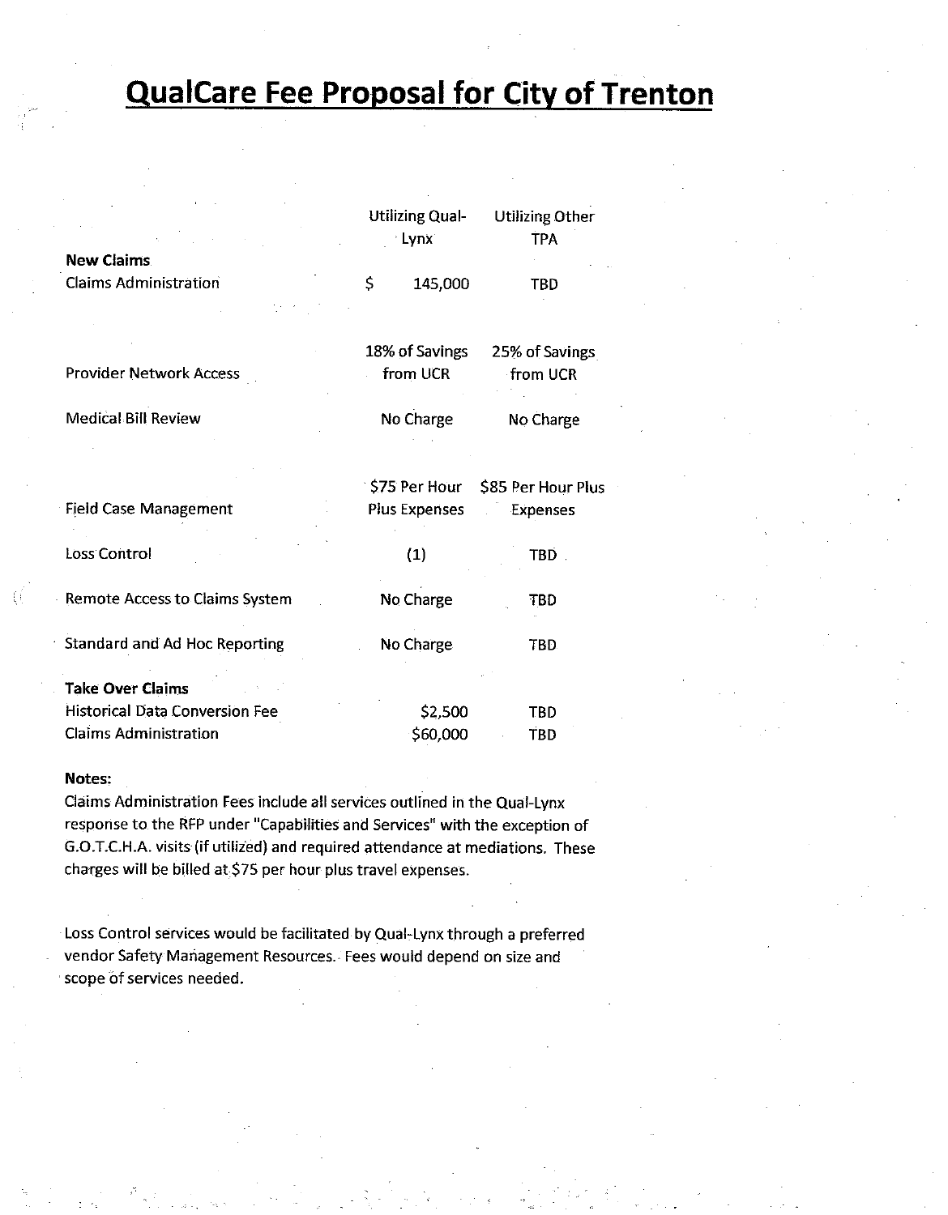# QualCare Fee Proposal for City of Trenton

| | Utilizing Qual-Lynx | Utilizing Other TPA |
|---|---|---|
| **New Claims** | | |
| Claims Administration | $ 145,000 | TBD |
| Provider Network Access | 18% of Savings from UCR | 25% of Savings from UCR |
| Medical Bill Review | No Charge | No Charge |
| Field Case Management | $75 Per Hour Plus Expenses | $85 Per Hour Plus Expenses |
| Loss Control | (1) | TBD |
| Remote Access to Claims System | No Charge | TBD |
| Standard and Ad Hoc Reporting | No Charge | TBD |
| **Take Over Claims** | | |
| Historical Data Conversion Fee | $2,500 | TBD |
| Claims Administration | $60,000 | TBD |

**Notes:**

Claims Administration Fees include all services outlined in the Qual-Lynx response to the RFP under "Capabilities and Services" with the exception of G.O.T.C.H.A. visits (if utilized) and required attendance at mediations. These charges will be billed at $75 per hour plus travel expenses.

Loss Control services would be facilitated by Qual-Lynx through a preferred vendor Safety Management Resources. Fees would depend on size and scope of services needed.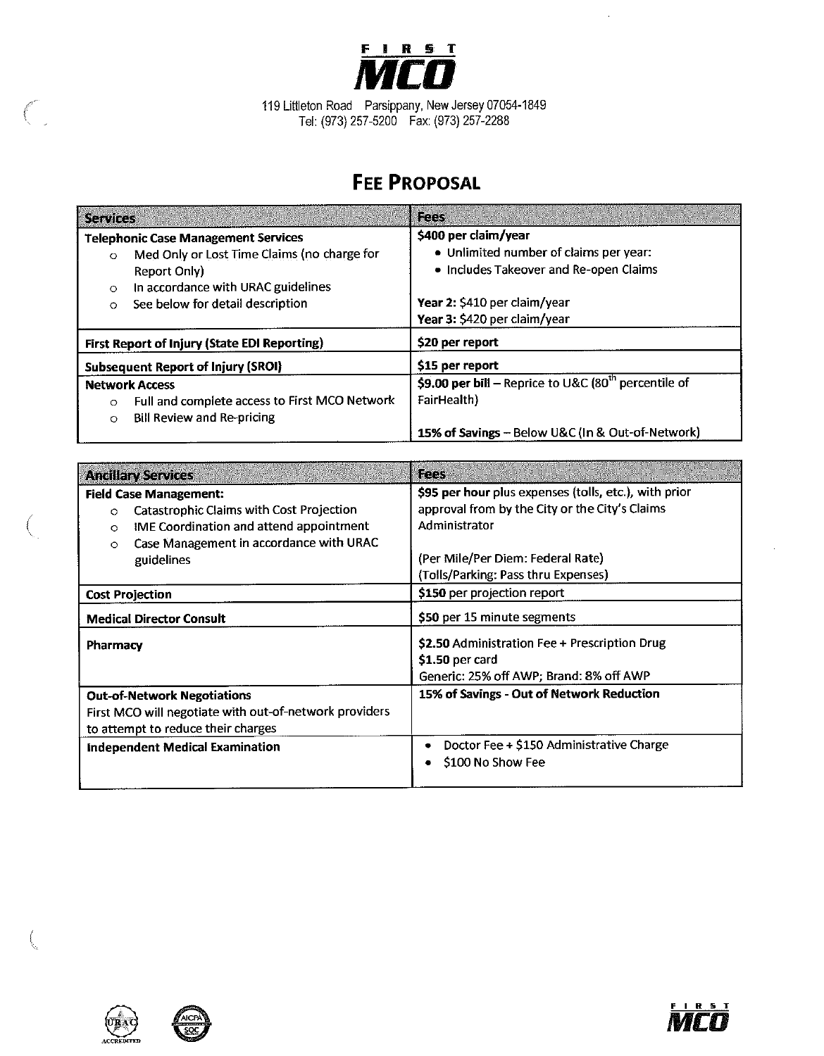# FIRST MCO

119 Littleton Road Parsippany, New Jersey 07054-1849
Tel: (973) 257-5200 Fax: (973) 257-2288

## FEE PROPOSAL

| Services | Fees |
|---|---|
| **Telephonic Case Management Services**<br>○ Med Only or Lost Time Claims (no charge for Report Only)<br>○ In accordance with URAC guidelines<br>○ See below for detail description | **$400 per claim/year**<br>• Unlimited number of claims per year:<br>• Includes Takeover and Re-open Claims<br><br>**Year 2:** $410 per claim/year<br>**Year 3:** $420 per claim/year |
| **First Report of Injury (State EDI Reporting)** | **$20 per report** |
| **Subsequent Report of Injury (SROI)** | **$15 per report** |
| **Network Access**<br>○ Full and complete access to First MCO Network<br>○ Bill Review and Re-pricing | **$9.00 per bill** – Reprice to U&C (80th percentile of FairHealth)<br><br>**15% of Savings** – Below U&C (In & Out-of-Network) |

| Ancillary Services | Fees |
|---|---|
| **Field Case Management:**<br>○ Catastrophic Claims with Cost Projection<br>○ IME Coordination and attend appointment<br>○ Case Management in accordance with URAC guidelines | **$95 per hour** plus expenses (tolls, etc.), with prior approval from by the City or the City's Claims Administrator<br><br>(Per Mile/Per Diem: Federal Rate)<br>(Tolls/Parking: Pass thru Expenses) |
| **Cost Projection** | **$150** per projection report |
| **Medical Director Consult** | **$50** per 15 minute segments |
| **Pharmacy** | **$2.50** Administration Fee + Prescription Drug<br>**$1.50** per card<br>Generic: 25% off AWP; Brand: 8% off AWP |
| **Out-of-Network Negotiations**<br>First MCO will negotiate with out-of-network providers to attempt to reduce their charges | **15% of Savings - Out of Network Reduction** |
| **Independent Medical Examination** | • Doctor Fee + $150 Administrative Charge<br>• $100 No Show Fee |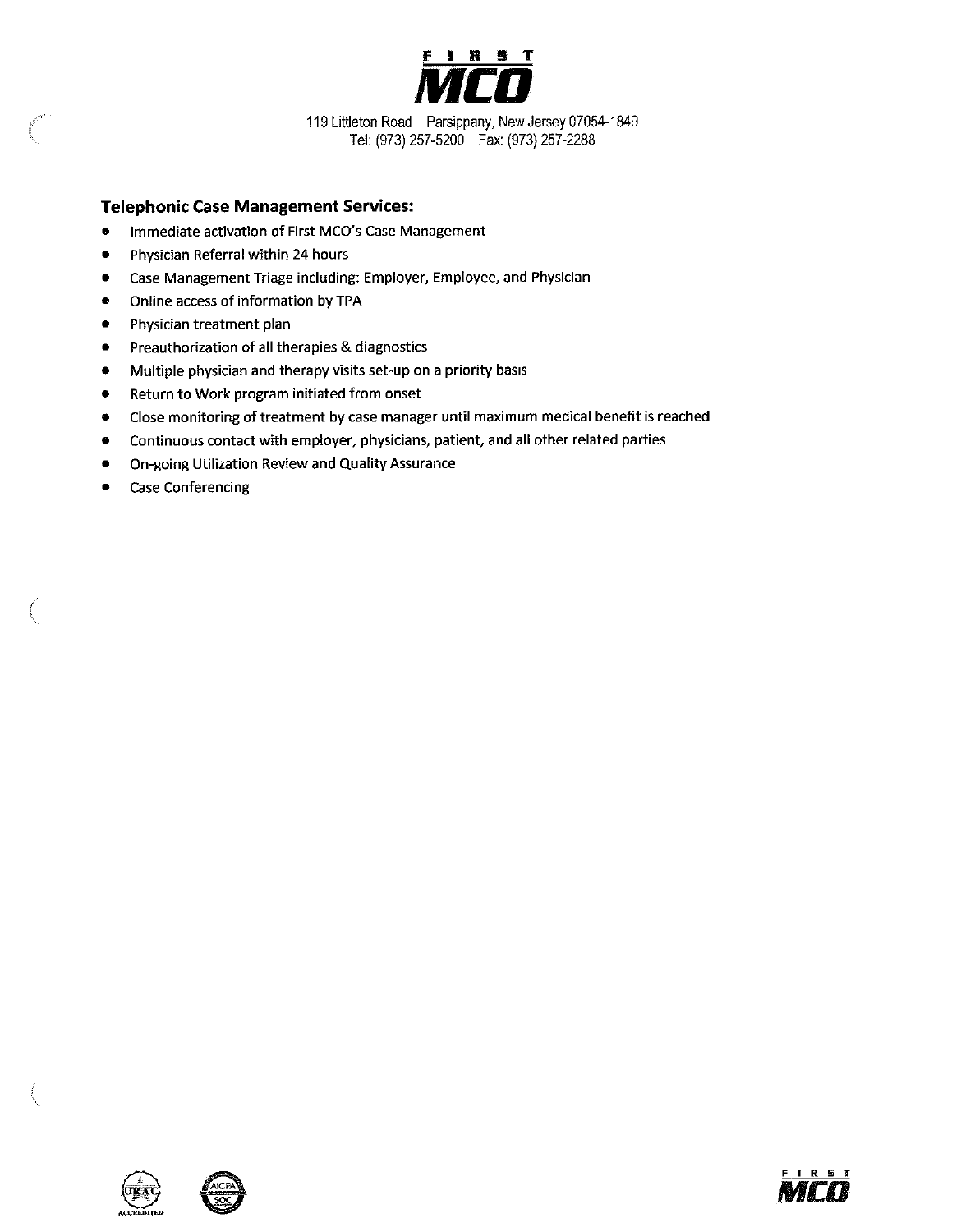**FIRST MCO**

119 Littleton Road Parsippany, New Jersey 07054-1849
Tel: (973) 257-5200 Fax: (973) 257-2288

## Telephonic Case Management Services:

- Immediate activation of First MCO's Case Management
- Physician Referral within 24 hours
- Case Management Triage including: Employer, Employee, and Physician
- Online access of information by TPA
- Physician treatment plan
- Preauthorization of all therapies & diagnostics
- Multiple physician and therapy visits set-up on a priority basis
- Return to Work program initiated from onset
- Close monitoring of treatment by case manager until maximum medical benefit is reached
- Continuous contact with employer, physicians, patient, and all other related parties
- On-going Utilization Review and Quality Assurance
- Case Conferencing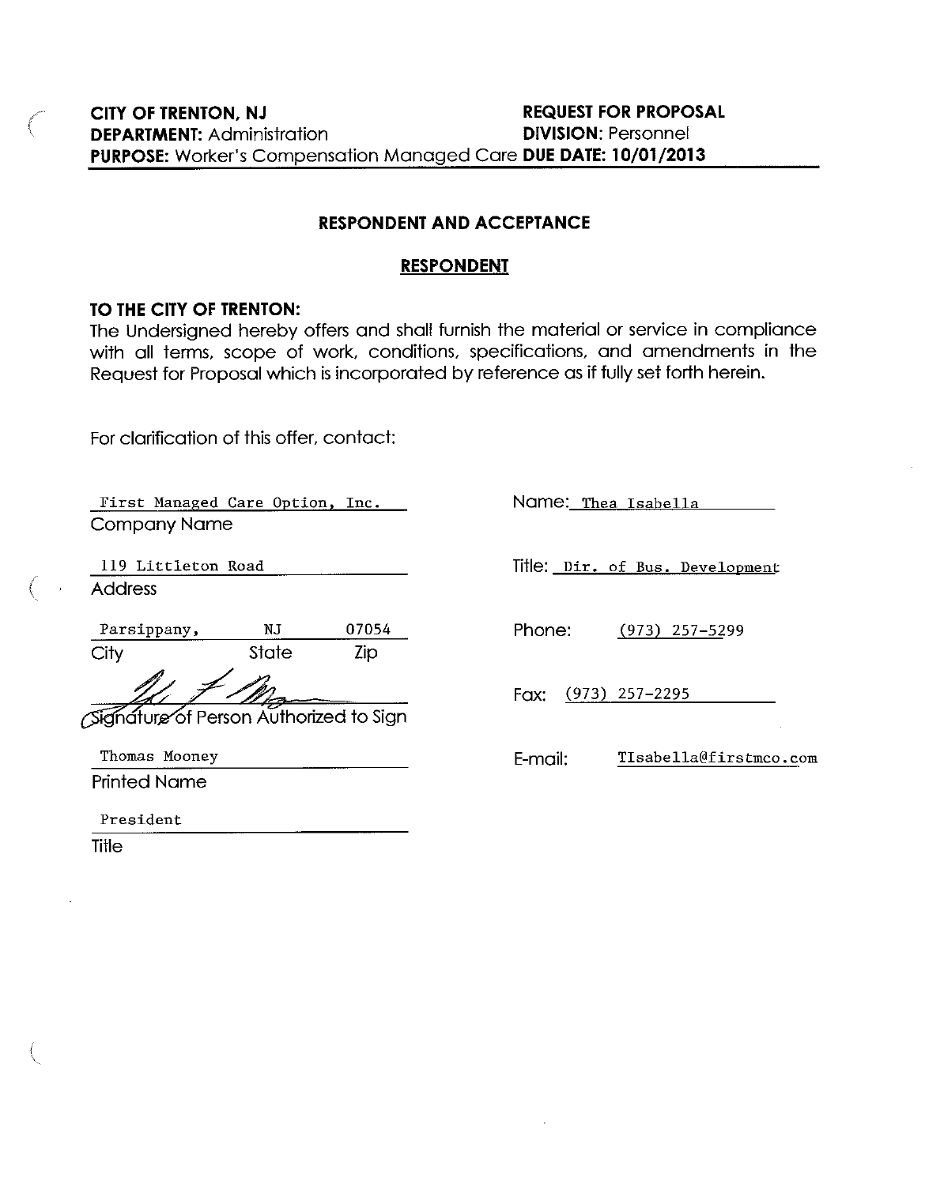**CITY OF TRENTON, NJ** **REQUEST FOR PROPOSAL**
**DEPARTMENT:** Administration **DIVISION:** Personnel
**PURPOSE:** Worker's Compensation Managed Care **DUE DATE: 10/01/2013**

## RESPONDENT AND ACCEPTANCE

### RESPONDENT

**TO THE CITY OF TRENTON:**
The Undersigned hereby offers and shall furnish the material or service in compliance with all terms, scope of work, conditions, specifications, and amendments in the Request for Proposal which is incorporated by reference as if fully set forth herein.

For clarification of this offer, contact:

First Managed Care Option, Inc.
Company Name

119 Littleton Road
Address

Parsippany, NJ 07054
City State Zip

Signature of Person Authorized to Sign

Thomas Mooney
Printed Name

President
Title

Name: Thea Isabella

Title: Dir. of Bus. Development

Phone: (973) 257-5299

Fax: (973) 257-2295

E-mail: TIsabella@firstmco.com